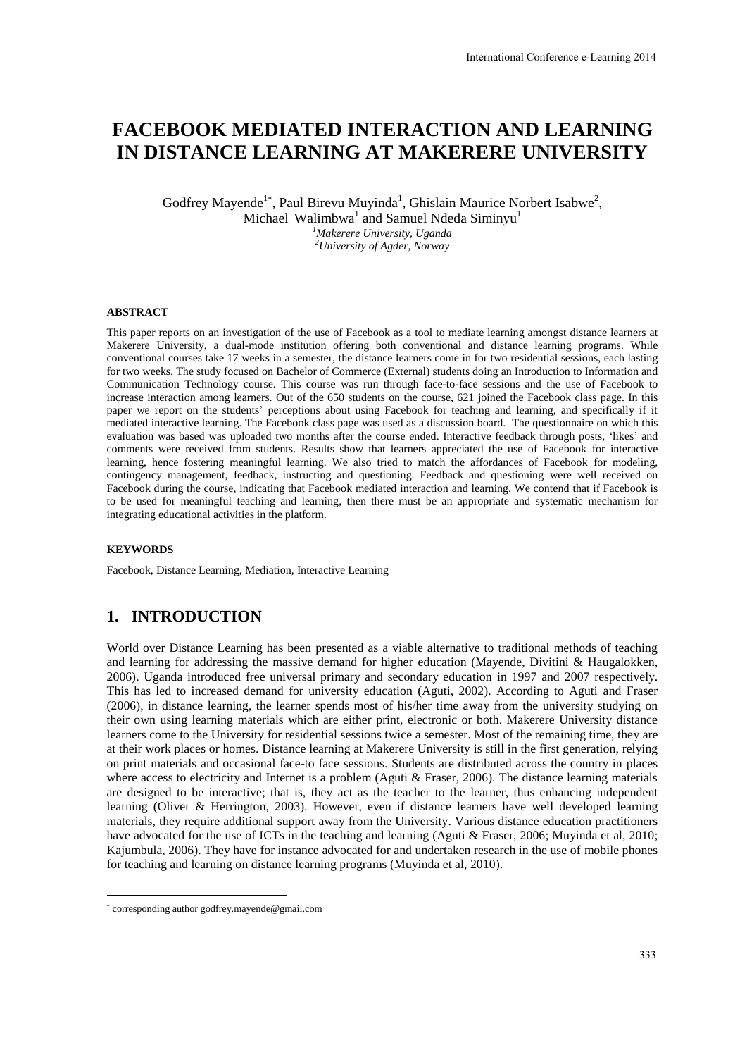# FACEBOOK MEDIATED INTERACTION AND LEARNING IN DISTANCE LEARNING AT MAKERERE UNIVERSITY

Godfrey Mayende[1*], Paul Birevu Muyinda[1], Ghislain Maurice Norbert Isabwe[2], Michael Walimbwa[1] and Samuel Ndeda Siminyu[1]

[1]*Makerere University, Uganda*
[2]*University of Agder, Norway*

#### ABSTRACT

This paper reports on an investigation of the use of Facebook as a tool to mediate learning amongst distance learners at Makerere University, a dual-mode institution offering both conventional and distance learning programs. While conventional courses take 17 weeks in a semester, the distance learners come in for two residential sessions, each lasting for two weeks. The study focused on Bachelor of Commerce (External) students doing an Introduction to Information and Communication Technology course. This course was run through face-to-face sessions and the use of Facebook to increase interaction among learners. Out of the 650 students on the course, 621 joined the Facebook class page. In this paper we report on the students' perceptions about using Facebook for teaching and learning, and specifically if it mediated interactive learning. The Facebook class page was used as a discussion board. The questionnaire on which this evaluation was based was uploaded two months after the course ended. Interactive feedback through posts, 'likes' and comments were received from students. Results show that learners appreciated the use of Facebook for interactive learning, hence fostering meaningful learning. We also tried to match the affordances of Facebook for modeling, contingency management, feedback, instructing and questioning. Feedback and questioning were well received on Facebook during the course, indicating that Facebook mediated interaction and learning. We contend that if Facebook is to be used for meaningful teaching and learning, then there must be an appropriate and systematic mechanism for integrating educational activities in the platform.

#### KEYWORDS

Facebook, Distance Learning, Mediation, Interactive Learning

## 1. INTRODUCTION

World over Distance Learning has been presented as a viable alternative to traditional methods of teaching and learning for addressing the massive demand for higher education (Mayende, Divitini & Haugalokken, 2006). Uganda introduced free universal primary and secondary education in 1997 and 2007 respectively. This has led to increased demand for university education (Aguti, 2002). According to Aguti and Fraser (2006), in distance learning, the learner spends most of his/her time away from the university studying on their own using learning materials which are either print, electronic or both. Makerere University distance learners come to the University for residential sessions twice a semester. Most of the remaining time, they are at their work places or homes. Distance learning at Makerere University is still in the first generation, relying on print materials and occasional face-to face sessions. Students are distributed across the country in places where access to electricity and Internet is a problem (Aguti & Fraser, 2006). The distance learning materials are designed to be interactive; that is, they act as the teacher to the learner, thus enhancing independent learning (Oliver & Herrington, 2003). However, even if distance learners have well developed learning materials, they require additional support away from the University. Various distance education practitioners have advocated for the use of ICTs in the teaching and learning (Aguti & Fraser, 2006; Muyinda et al, 2010; Kajumbula, 2006). They have for instance advocated for and undertaken research in the use of mobile phones for teaching and learning on distance learning programs (Muyinda et al, 2010).

[*] corresponding author godfrey.mayende@gmail.com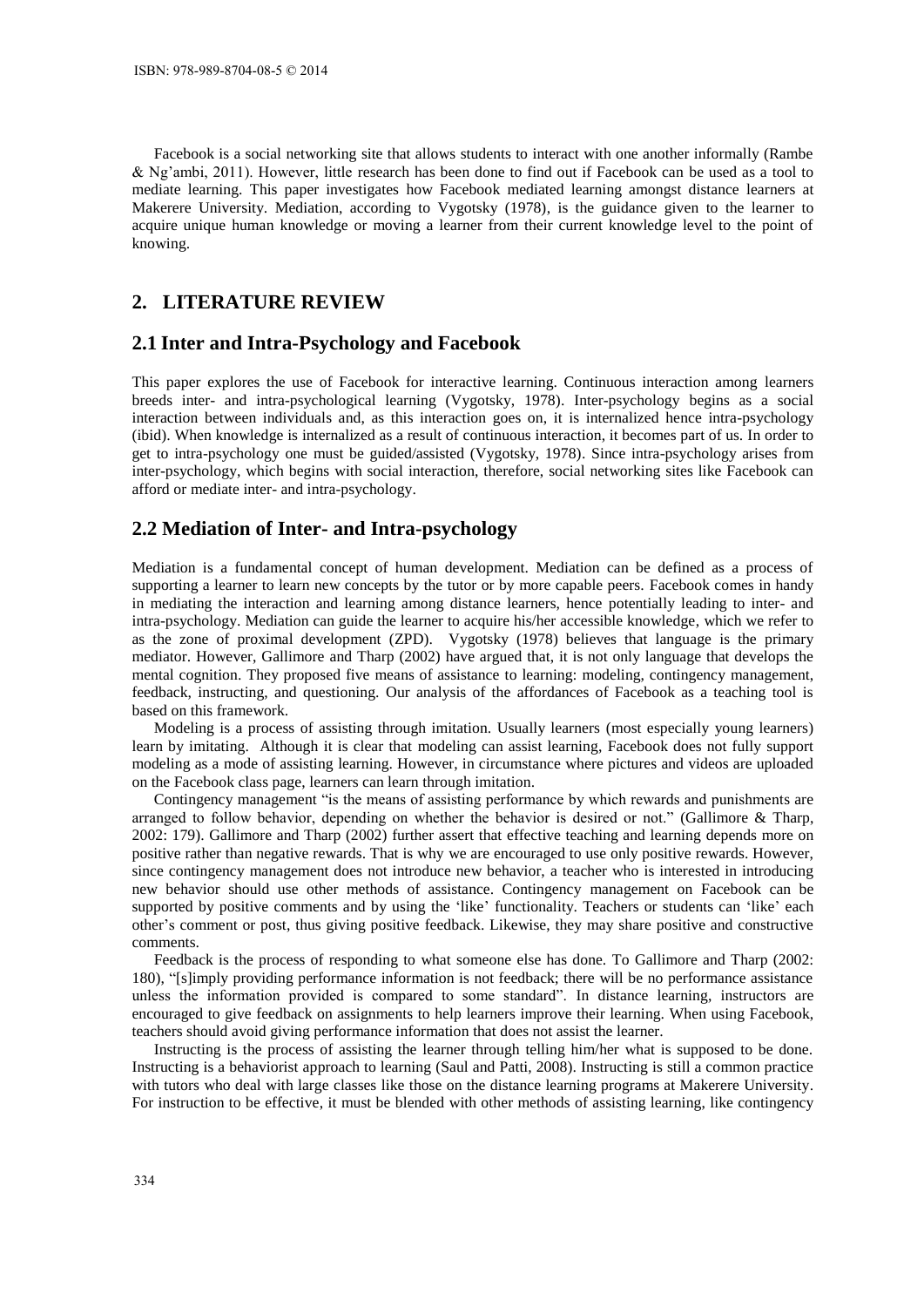Facebook is a social networking site that allows students to interact with one another informally (Rambe & Ng'ambi, 2011). However, little research has been done to find out if Facebook can be used as a tool to mediate learning. This paper investigates how Facebook mediated learning amongst distance learners at Makerere University. Mediation, according to Vygotsky (1978), is the guidance given to the learner to acquire unique human knowledge or moving a learner from their current knowledge level to the point of knowing.

## 2. LITERATURE REVIEW

### 2.1 Inter and Intra-Psychology and Facebook

This paper explores the use of Facebook for interactive learning. Continuous interaction among learners breeds inter- and intra-psychological learning (Vygotsky, 1978). Inter-psychology begins as a social interaction between individuals and, as this interaction goes on, it is internalized hence intra-psychology (ibid). When knowledge is internalized as a result of continuous interaction, it becomes part of us. In order to get to intra-psychology one must be guided/assisted (Vygotsky, 1978). Since intra-psychology arises from inter-psychology, which begins with social interaction, therefore, social networking sites like Facebook can afford or mediate inter- and intra-psychology.

### 2.2 Mediation of Inter- and Intra-psychology

Mediation is a fundamental concept of human development. Mediation can be defined as a process of supporting a learner to learn new concepts by the tutor or by more capable peers. Facebook comes in handy in mediating the interaction and learning among distance learners, hence potentially leading to inter- and intra-psychology. Mediation can guide the learner to acquire his/her accessible knowledge, which we refer to as the zone of proximal development (ZPD). Vygotsky (1978) believes that language is the primary mediator. However, Gallimore and Tharp (2002) have argued that, it is not only language that develops the mental cognition. They proposed five means of assistance to learning: modeling, contingency management, feedback, instructing, and questioning. Our analysis of the affordances of Facebook as a teaching tool is based on this framework.

Modeling is a process of assisting through imitation. Usually learners (most especially young learners) learn by imitating. Although it is clear that modeling can assist learning, Facebook does not fully support modeling as a mode of assisting learning. However, in circumstance where pictures and videos are uploaded on the Facebook class page, learners can learn through imitation.

Contingency management "is the means of assisting performance by which rewards and punishments are arranged to follow behavior, depending on whether the behavior is desired or not." (Gallimore & Tharp, 2002: 179). Gallimore and Tharp (2002) further assert that effective teaching and learning depends more on positive rather than negative rewards. That is why we are encouraged to use only positive rewards. However, since contingency management does not introduce new behavior, a teacher who is interested in introducing new behavior should use other methods of assistance. Contingency management on Facebook can be supported by positive comments and by using the 'like' functionality. Teachers or students can 'like' each other's comment or post, thus giving positive feedback. Likewise, they may share positive and constructive comments.

Feedback is the process of responding to what someone else has done. To Gallimore and Tharp (2002: 180), "[s]imply providing performance information is not feedback; there will be no performance assistance unless the information provided is compared to some standard". In distance learning, instructors are encouraged to give feedback on assignments to help learners improve their learning. When using Facebook, teachers should avoid giving performance information that does not assist the learner.

Instructing is the process of assisting the learner through telling him/her what is supposed to be done. Instructing is a behaviorist approach to learning (Saul and Patti, 2008). Instructing is still a common practice with tutors who deal with large classes like those on the distance learning programs at Makerere University. For instruction to be effective, it must be blended with other methods of assisting learning, like contingency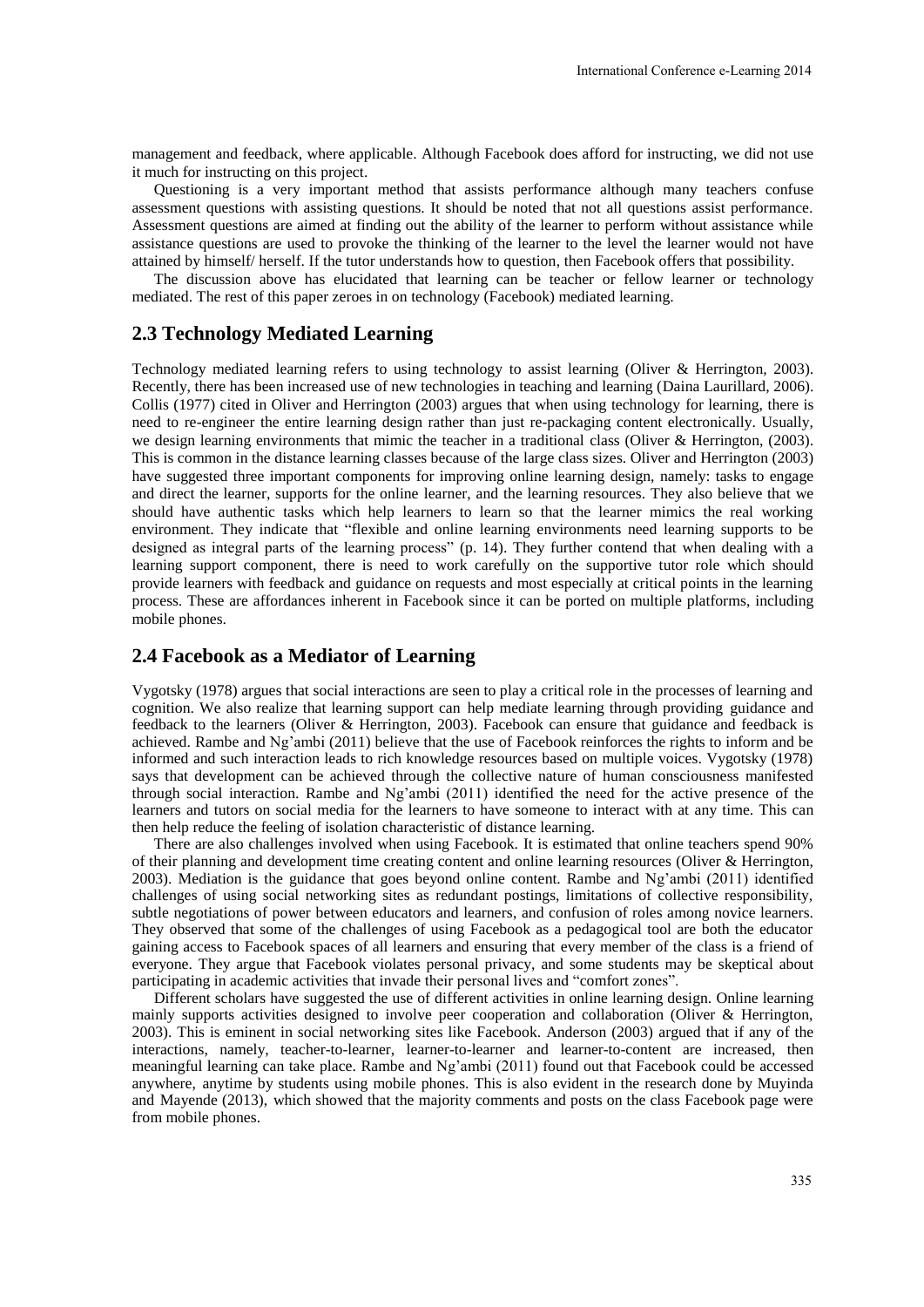management and feedback, where applicable. Although Facebook does afford for instructing, we did not use it much for instructing on this project.

Questioning is a very important method that assists performance although many teachers confuse assessment questions with assisting questions. It should be noted that not all questions assist performance. Assessment questions are aimed at finding out the ability of the learner to perform without assistance while assistance questions are used to provoke the thinking of the learner to the level the learner would not have attained by himself/ herself. If the tutor understands how to question, then Facebook offers that possibility.

The discussion above has elucidated that learning can be teacher or fellow learner or technology mediated. The rest of this paper zeroes in on technology (Facebook) mediated learning.

## 2.3 Technology Mediated Learning

Technology mediated learning refers to using technology to assist learning (Oliver & Herrington, 2003). Recently, there has been increased use of new technologies in teaching and learning (Daina Laurillard, 2006). Collis (1977) cited in Oliver and Herrington (2003) argues that when using technology for learning, there is need to re-engineer the entire learning design rather than just re-packaging content electronically. Usually, we design learning environments that mimic the teacher in a traditional class (Oliver & Herrington, (2003). This is common in the distance learning classes because of the large class sizes. Oliver and Herrington (2003) have suggested three important components for improving online learning design, namely: tasks to engage and direct the learner, supports for the online learner, and the learning resources. They also believe that we should have authentic tasks which help learners to learn so that the learner mimics the real working environment. They indicate that "flexible and online learning environments need learning supports to be designed as integral parts of the learning process" (p. 14). They further contend that when dealing with a learning support component, there is need to work carefully on the supportive tutor role which should provide learners with feedback and guidance on requests and most especially at critical points in the learning process. These are affordances inherent in Facebook since it can be ported on multiple platforms, including mobile phones.

## 2.4 Facebook as a Mediator of Learning

Vygotsky (1978) argues that social interactions are seen to play a critical role in the processes of learning and cognition. We also realize that learning support can help mediate learning through providing guidance and feedback to the learners (Oliver & Herrington, 2003). Facebook can ensure that guidance and feedback is achieved. Rambe and Ng'ambi (2011) believe that the use of Facebook reinforces the rights to inform and be informed and such interaction leads to rich knowledge resources based on multiple voices. Vygotsky (1978) says that development can be achieved through the collective nature of human consciousness manifested through social interaction. Rambe and Ng'ambi (2011) identified the need for the active presence of the learners and tutors on social media for the learners to have someone to interact with at any time. This can then help reduce the feeling of isolation characteristic of distance learning.

There are also challenges involved when using Facebook. It is estimated that online teachers spend 90% of their planning and development time creating content and online learning resources (Oliver & Herrington, 2003). Mediation is the guidance that goes beyond online content. Rambe and Ng'ambi (2011) identified challenges of using social networking sites as redundant postings, limitations of collective responsibility, subtle negotiations of power between educators and learners, and confusion of roles among novice learners. They observed that some of the challenges of using Facebook as a pedagogical tool are both the educator gaining access to Facebook spaces of all learners and ensuring that every member of the class is a friend of everyone. They argue that Facebook violates personal privacy, and some students may be skeptical about participating in academic activities that invade their personal lives and "comfort zones".

Different scholars have suggested the use of different activities in online learning design. Online learning mainly supports activities designed to involve peer cooperation and collaboration (Oliver & Herrington, 2003). This is eminent in social networking sites like Facebook. Anderson (2003) argued that if any of the interactions, namely, teacher-to-learner, learner-to-learner and learner-to-content are increased, then meaningful learning can take place. Rambe and Ng'ambi (2011) found out that Facebook could be accessed anywhere, anytime by students using mobile phones. This is also evident in the research done by Muyinda and Mayende (2013), which showed that the majority comments and posts on the class Facebook page were from mobile phones.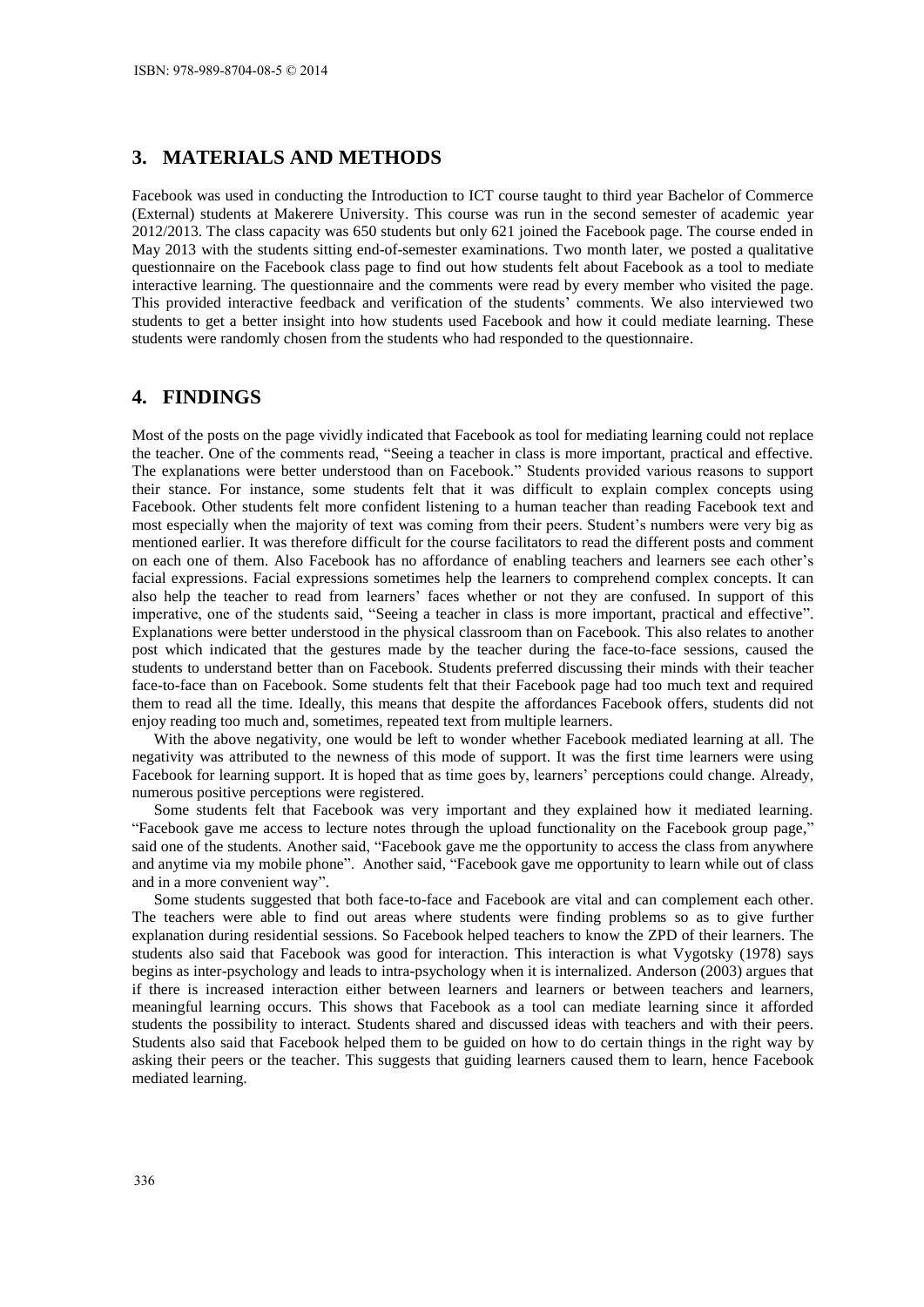## 3. MATERIALS AND METHODS

Facebook was used in conducting the Introduction to ICT course taught to third year Bachelor of Commerce (External) students at Makerere University. This course was run in the second semester of academic year 2012/2013. The class capacity was 650 students but only 621 joined the Facebook page. The course ended in May 2013 with the students sitting end-of-semester examinations. Two month later, we posted a qualitative questionnaire on the Facebook class page to find out how students felt about Facebook as a tool to mediate interactive learning. The questionnaire and the comments were read by every member who visited the page. This provided interactive feedback and verification of the students' comments. We also interviewed two students to get a better insight into how students used Facebook and how it could mediate learning. These students were randomly chosen from the students who had responded to the questionnaire.

## 4. FINDINGS

Most of the posts on the page vividly indicated that Facebook as tool for mediating learning could not replace the teacher. One of the comments read, "Seeing a teacher in class is more important, practical and effective. The explanations were better understood than on Facebook." Students provided various reasons to support their stance. For instance, some students felt that it was difficult to explain complex concepts using Facebook. Other students felt more confident listening to a human teacher than reading Facebook text and most especially when the majority of text was coming from their peers. Student's numbers were very big as mentioned earlier. It was therefore difficult for the course facilitators to read the different posts and comment on each one of them. Also Facebook has no affordance of enabling teachers and learners see each other's facial expressions. Facial expressions sometimes help the learners to comprehend complex concepts. It can also help the teacher to read from learners' faces whether or not they are confused. In support of this imperative, one of the students said, "Seeing a teacher in class is more important, practical and effective". Explanations were better understood in the physical classroom than on Facebook. This also relates to another post which indicated that the gestures made by the teacher during the face-to-face sessions, caused the students to understand better than on Facebook. Students preferred discussing their minds with their teacher face-to-face than on Facebook. Some students felt that their Facebook page had too much text and required them to read all the time. Ideally, this means that despite the affordances Facebook offers, students did not enjoy reading too much and, sometimes, repeated text from multiple learners.

With the above negativity, one would be left to wonder whether Facebook mediated learning at all. The negativity was attributed to the newness of this mode of support. It was the first time learners were using Facebook for learning support. It is hoped that as time goes by, learners' perceptions could change. Already, numerous positive perceptions were registered.

Some students felt that Facebook was very important and they explained how it mediated learning. "Facebook gave me access to lecture notes through the upload functionality on the Facebook group page," said one of the students. Another said, "Facebook gave me the opportunity to access the class from anywhere and anytime via my mobile phone". Another said, "Facebook gave me opportunity to learn while out of class and in a more convenient way".

Some students suggested that both face-to-face and Facebook are vital and can complement each other. The teachers were able to find out areas where students were finding problems so as to give further explanation during residential sessions. So Facebook helped teachers to know the ZPD of their learners. The students also said that Facebook was good for interaction. This interaction is what Vygotsky (1978) says begins as inter-psychology and leads to intra-psychology when it is internalized. Anderson (2003) argues that if there is increased interaction either between learners and learners or between teachers and learners, meaningful learning occurs. This shows that Facebook as a tool can mediate learning since it afforded students the possibility to interact. Students shared and discussed ideas with teachers and with their peers. Students also said that Facebook helped them to be guided on how to do certain things in the right way by asking their peers or the teacher. This suggests that guiding learners caused them to learn, hence Facebook mediated learning.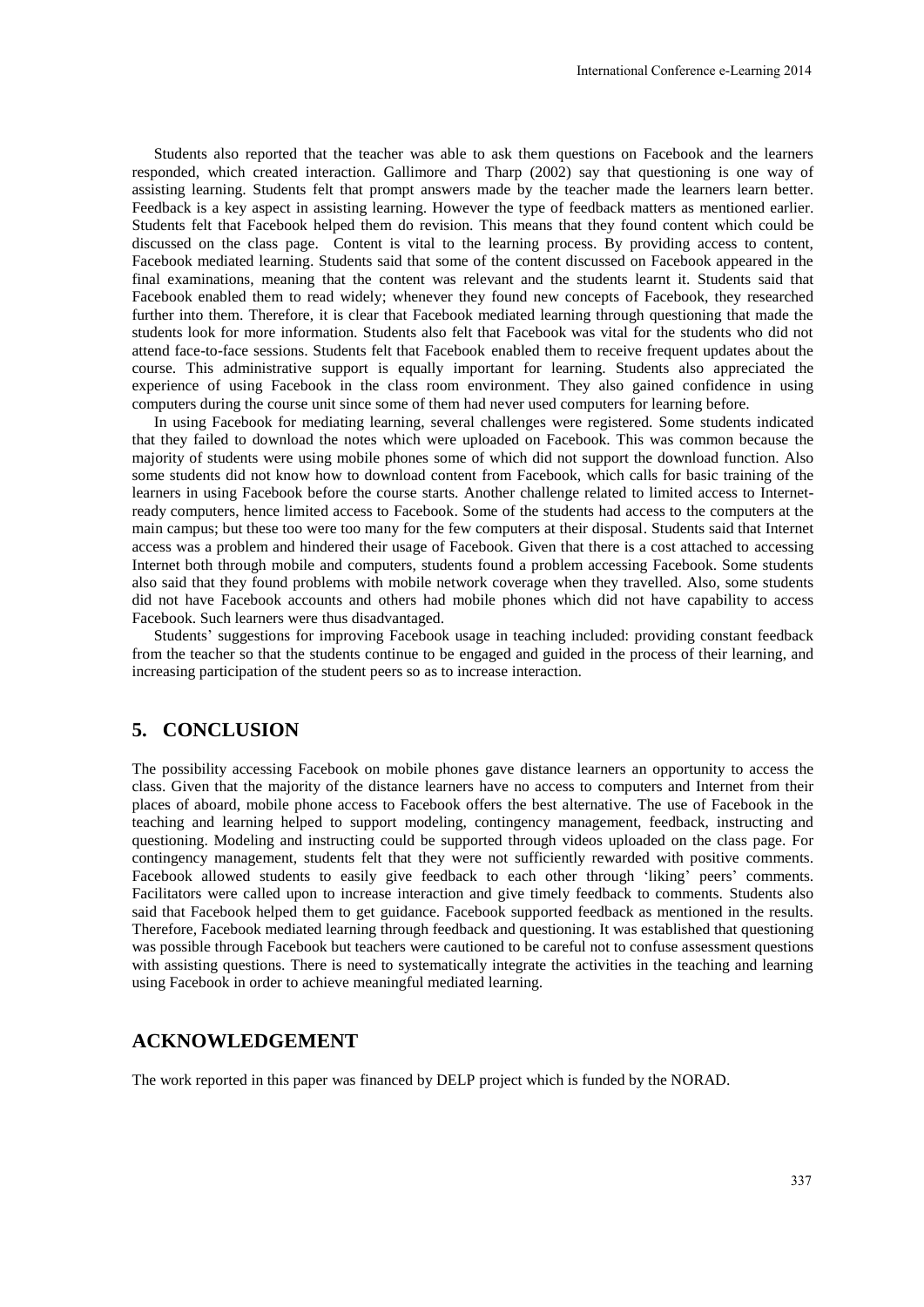Students also reported that the teacher was able to ask them questions on Facebook and the learners responded, which created interaction. Gallimore and Tharp (2002) say that questioning is one way of assisting learning. Students felt that prompt answers made by the teacher made the learners learn better. Feedback is a key aspect in assisting learning. However the type of feedback matters as mentioned earlier. Students felt that Facebook helped them do revision. This means that they found content which could be discussed on the class page. Content is vital to the learning process. By providing access to content, Facebook mediated learning. Students said that some of the content discussed on Facebook appeared in the final examinations, meaning that the content was relevant and the students learnt it. Students said that Facebook enabled them to read widely; whenever they found new concepts of Facebook, they researched further into them. Therefore, it is clear that Facebook mediated learning through questioning that made the students look for more information. Students also felt that Facebook was vital for the students who did not attend face-to-face sessions. Students felt that Facebook enabled them to receive frequent updates about the course. This administrative support is equally important for learning. Students also appreciated the experience of using Facebook in the class room environment. They also gained confidence in using computers during the course unit since some of them had never used computers for learning before.

In using Facebook for mediating learning, several challenges were registered. Some students indicated that they failed to download the notes which were uploaded on Facebook. This was common because the majority of students were using mobile phones some of which did not support the download function. Also some students did not know how to download content from Facebook, which calls for basic training of the learners in using Facebook before the course starts. Another challenge related to limited access to Internet-ready computers, hence limited access to Facebook. Some of the students had access to the computers at the main campus; but these too were too many for the few computers at their disposal. Students said that Internet access was a problem and hindered their usage of Facebook. Given that there is a cost attached to accessing Internet both through mobile and computers, students found a problem accessing Facebook. Some students also said that they found problems with mobile network coverage when they travelled. Also, some students did not have Facebook accounts and others had mobile phones which did not have capability to access Facebook. Such learners were thus disadvantaged.

Students' suggestions for improving Facebook usage in teaching included: providing constant feedback from the teacher so that the students continue to be engaged and guided in the process of their learning, and increasing participation of the student peers so as to increase interaction.

## 5. CONCLUSION

The possibility accessing Facebook on mobile phones gave distance learners an opportunity to access the class. Given that the majority of the distance learners have no access to computers and Internet from their places of aboard, mobile phone access to Facebook offers the best alternative. The use of Facebook in the teaching and learning helped to support modeling, contingency management, feedback, instructing and questioning. Modeling and instructing could be supported through videos uploaded on the class page. For contingency management, students felt that they were not sufficiently rewarded with positive comments. Facebook allowed students to easily give feedback to each other through 'liking' peers' comments. Facilitators were called upon to increase interaction and give timely feedback to comments. Students also said that Facebook helped them to get guidance. Facebook supported feedback as mentioned in the results. Therefore, Facebook mediated learning through feedback and questioning. It was established that questioning was possible through Facebook but teachers were cautioned to be careful not to confuse assessment questions with assisting questions. There is need to systematically integrate the activities in the teaching and learning using Facebook in order to achieve meaningful mediated learning.

## ACKNOWLEDGEMENT

The work reported in this paper was financed by DELP project which is funded by the NORAD.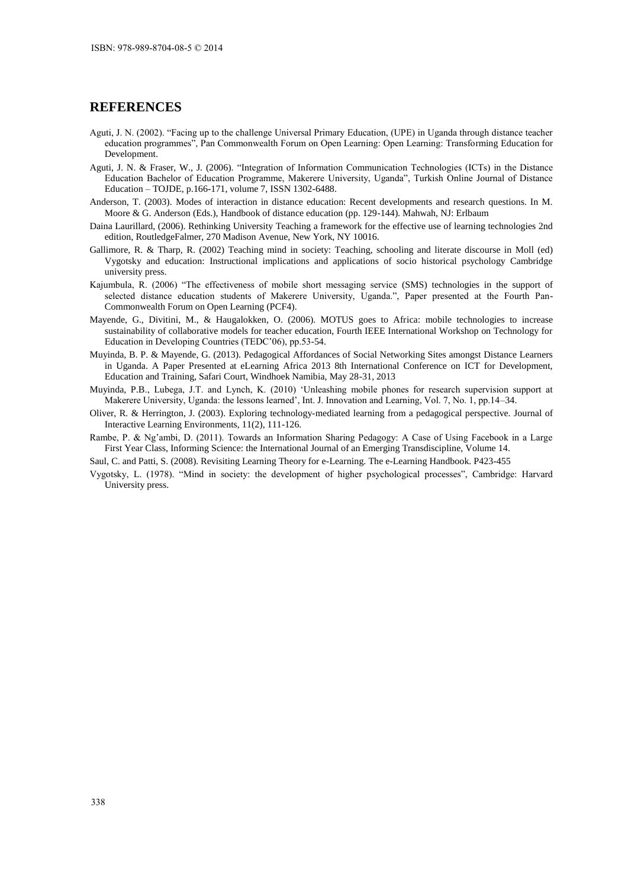## REFERENCES

Aguti, J. N. (2002). "Facing up to the challenge Universal Primary Education, (UPE) in Uganda through distance teacher education programmes", Pan Commonwealth Forum on Open Learning: Open Learning: Transforming Education for Development.

Aguti, J. N. & Fraser, W., J. (2006). "Integration of Information Communication Technologies (ICTs) in the Distance Education Bachelor of Education Programme, Makerere University, Uganda", Turkish Online Journal of Distance Education – TOJDE, p.166-171, volume 7, ISSN 1302-6488.

Anderson, T. (2003). Modes of interaction in distance education: Recent developments and research questions. In M. Moore & G. Anderson (Eds.), Handbook of distance education (pp. 129-144). Mahwah, NJ: Erlbaum

Daina Laurillard, (2006). Rethinking University Teaching a framework for the effective use of learning technologies 2nd edition, RoutledgeFalmer, 270 Madison Avenue, New York, NY 10016.

Gallimore, R. & Tharp, R. (2002) Teaching mind in society: Teaching, schooling and literate discourse in Moll (ed) Vygotsky and education: Instructional implications and applications of socio historical psychology Cambridge university press.

Kajumbula, R. (2006) "The effectiveness of mobile short messaging service (SMS) technologies in the support of selected distance education students of Makerere University, Uganda.", Paper presented at the Fourth Pan-Commonwealth Forum on Open Learning (PCF4).

Mayende, G., Divitini, M., & Haugalokken, O. (2006). MOTUS goes to Africa: mobile technologies to increase sustainability of collaborative models for teacher education, Fourth IEEE International Workshop on Technology for Education in Developing Countries (TEDC'06), pp.53-54.

Muyinda, B. P. & Mayende, G. (2013). Pedagogical Affordances of Social Networking Sites amongst Distance Learners in Uganda. A Paper Presented at eLearning Africa 2013 8th International Conference on ICT for Development, Education and Training, Safari Court, Windhoek Namibia, May 28-31, 2013

Muyinda, P.B., Lubega, J.T. and Lynch, K. (2010) 'Unleashing mobile phones for research supervision support at Makerere University, Uganda: the lessons learned', Int. J. Innovation and Learning, Vol. 7, No. 1, pp.14–34.

Oliver, R. & Herrington, J. (2003). Exploring technology-mediated learning from a pedagogical perspective. Journal of Interactive Learning Environments, 11(2), 111-126.

Rambe, P. & Ng'ambi, D. (2011). Towards an Information Sharing Pedagogy: A Case of Using Facebook in a Large First Year Class, Informing Science: the International Journal of an Emerging Transdiscipline, Volume 14.

Saul, C. and Patti, S. (2008). Revisiting Learning Theory for e-Learning. The e-Learning Handbook. P423-455

Vygotsky, L. (1978). "Mind in society: the development of higher psychological processes", Cambridge: Harvard University press.